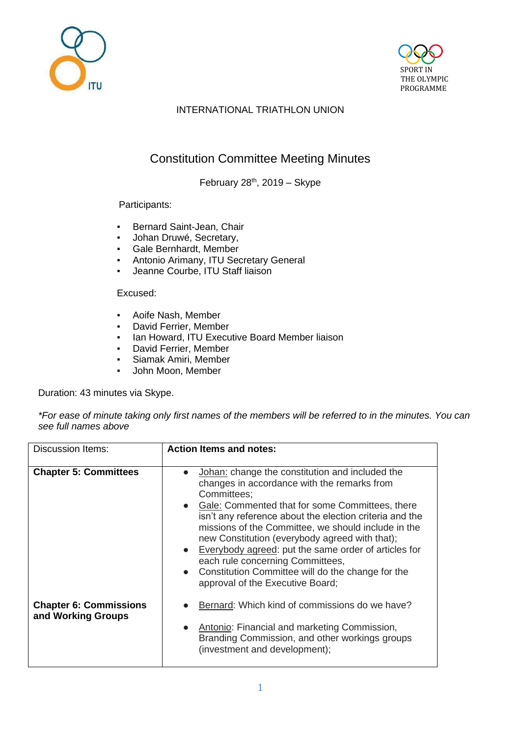INTERNATIONAL TRIATHLON UNION

# Constitution Committee Meeting Minutes

February 28th, 2019 – Skype

Participants:

- Bernard Saint-Jean, Chair
- Johan Druwé, Secretary,
- Gale Bernhardt, Member
- Antonio Arimany, ITU Secretary General
- Jeanne Courbe, ITU Staff liaison

Excused:

- Aoife Nash, Member
- David Ferrier, Member
- Ian Howard, ITU Executive Board Member liaison
- David Ferrier, Member
- Siamak Amiri, Member
- John Moon, Member

Duration: 43 minutes via Skype.

*\*For ease of minute taking only first names of the members will be referred to in the minutes. You can see full names above*

| Discussion Items: | **Action Items and notes:** |
| --- | --- |
| **Chapter 5: Committees** | • Johan: change the constitution and included the changes in accordance with the remarks from Committees;<br>• Gale: Commented that for some Committees, there isn't any reference about the election criteria and the missions of the Committee, we should include in the new Constitution (everybody agreed with that);<br>• Everybody agreed: put the same order of articles for each rule concerning Committees,<br>• Constitution Committee will do the change for the approval of the Executive Board; |
| **Chapter 6: Commissions and Working Groups** | • Bernard: Which kind of commissions do we have?<br>• Antonio: Financial and marketing Commission, Branding Commission, and other workings groups (investment and development); |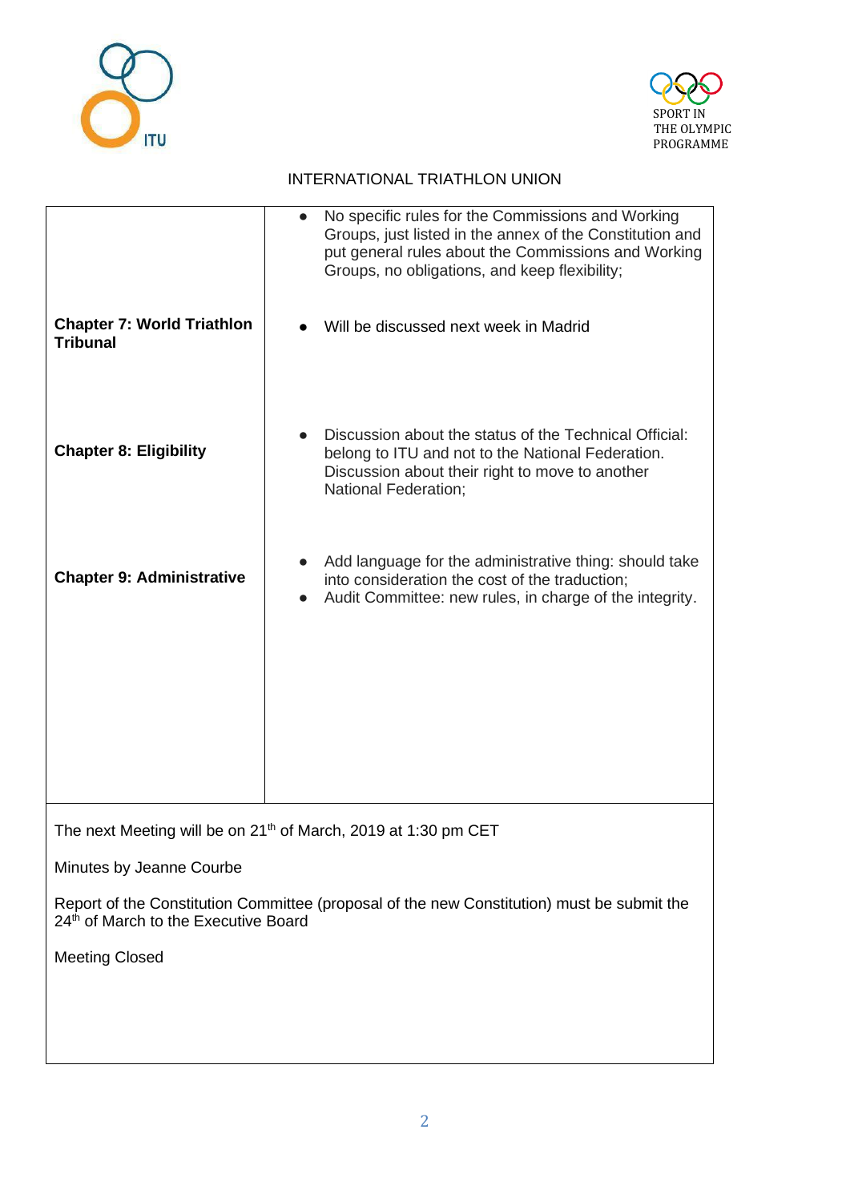INTERNATIONAL TRIATHLON UNION

| | |
|---|---|
| | • No specific rules for the Commissions and Working Groups, just listed in the annex of the Constitution and put general rules about the Commissions and Working Groups, no obligations, and keep flexibility; |
| **Chapter 7: World Triathlon Tribunal** | • Will be discussed next week in Madrid |
| **Chapter 8: Eligibility** | • Discussion about the status of the Technical Official: belong to ITU and not to the National Federation. Discussion about their right to move to another National Federation; |
| **Chapter 9: Administrative** | • Add language for the administrative thing: should take into consideration the cost of the traduction;<br>• Audit Committee: new rules, in charge of the integrity. |

The next Meeting will be on 21th of March, 2019 at 1:30 pm CET

Minutes by Jeanne Courbe

Report of the Constitution Committee (proposal of the new Constitution) must be submit the 24th of March to the Executive Board

Meeting Closed